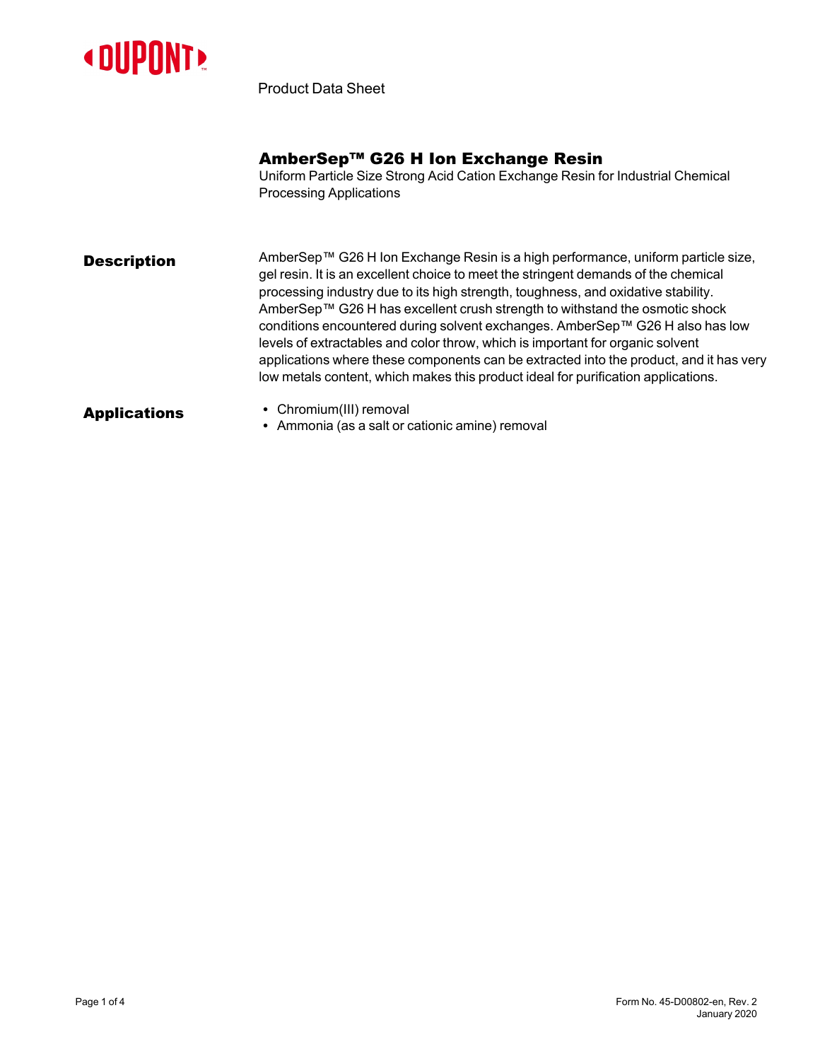Product Data Sheet

# AmberSep™ G26 H Ion Exchange Resin

Uniform Particle Size Strong Acid Cation Exchange Resin for Industrial Chemical Processing Applications

## Description

AmberSep™ G26 H Ion Exchange Resin is a high performance, uniform particle size, gel resin. It is an excellent choice to meet the stringent demands of the chemical processing industry due to its high strength, toughness, and oxidative stability. AmberSep™ G26 H has excellent crush strength to withstand the osmotic shock conditions encountered during solvent exchanges. AmberSep™ G26 H also has low levels of extractables and color throw, which is important for organic solvent applications where these components can be extracted into the product, and it has very low metals content, which makes this product ideal for purification applications.

## Applications

- Chromium(III) removal
- Ammonia (as a salt or cationic amine) removal

Form No. 45-D00802-en, Rev. 2
January 2020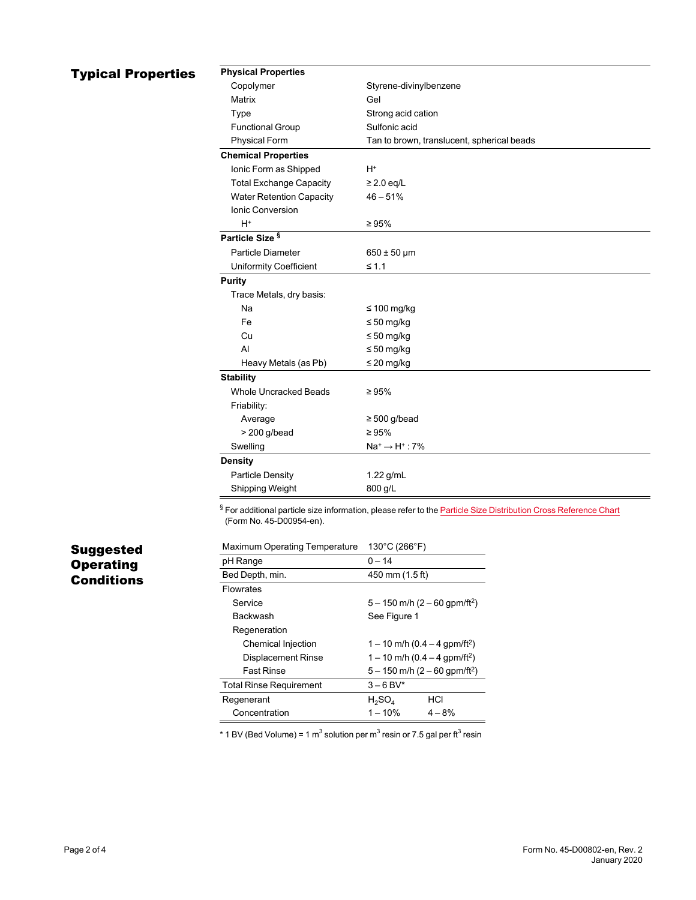## Typical Properties

| Physical Properties | |
|---|---|
| Copolymer | Styrene-divinylbenzene |
| Matrix | Gel |
| Type | Strong acid cation |
| Functional Group | Sulfonic acid |
| Physical Form | Tan to brown, translucent, spherical beads |
| **Chemical Properties** | |
| Ionic Form as Shipped | $H^+$ |
| Total Exchange Capacity | ≥ 2.0 eq/L |
| Water Retention Capacity | 46 – 51% |
| Ionic Conversion | |
| $H^+$ | ≥ 95% |
| **Particle Size** § | |
| Particle Diameter | 650 ± 50 µm |
| Uniformity Coefficient | ≤ 1.1 |
| **Purity** | |
| Trace Metals, dry basis: | |
| Na | ≤ 100 mg/kg |
| Fe | ≤ 50 mg/kg |
| Cu | ≤ 50 mg/kg |
| Al | ≤ 50 mg/kg |
| Heavy Metals (as Pb) | ≤ 20 mg/kg |
| **Stability** | |
| Whole Uncracked Beads | ≥ 95% |
| Friability: | |
| Average | ≥ 500 g/bead |
| > 200 g/bead | ≥ 95% |
| Swelling | $Na^+ \rightarrow H^+$ : 7% |
| **Density** | |
| Particle Density | 1.22 g/mL |
| Shipping Weight | 800 g/L |

§ For additional particle size information, please refer to the Particle Size Distribution Cross Reference Chart (Form No. 45-D00954-en).

## Suggested Operating Conditions

| Maximum Operating Temperature | 130°C (266°F) | |
|---|---|---|
| pH Range | 0 – 14 | |
| Bed Depth, min. | 450 mm (1.5 ft) | |
| Flowrates | | |
| Service | 5 – 150 m/h (2 – 60 gpm/ft²) | |
| Backwash | See Figure 1 | |
| Regeneration | | |
| Chemical Injection | 1 – 10 m/h (0.4 – 4 gpm/ft²) | |
| Displacement Rinse | 1 – 10 m/h (0.4 – 4 gpm/ft²) | |
| Fast Rinse | 5 – 150 m/h (2 – 60 gpm/ft²) | |
| Total Rinse Requirement | 3 – 6 BV* | |
| Regenerant | $H_2SO_4$ | HCl |
| Concentration | 1 – 10% | 4 – 8% |

\* 1 BV (Bed Volume) = 1 m³ solution per m³ resin or 7.5 gal per ft³ resin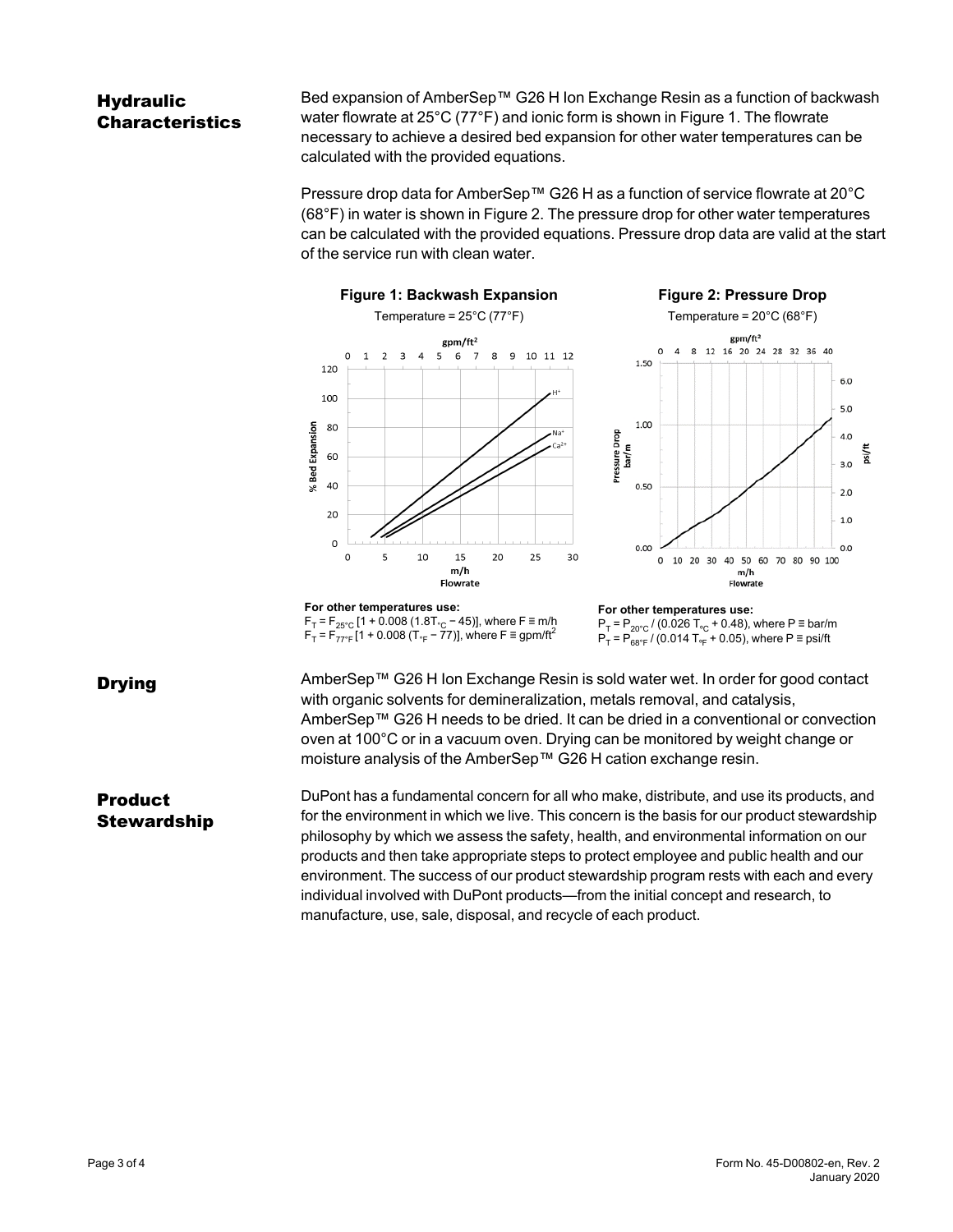## Hydraulic Characteristics

Bed expansion of AmberSep™ G26 H Ion Exchange Resin as a function of backwash water flowrate at 25°C (77°F) and ionic form is shown in Figure 1. The flowrate necessary to achieve a desired bed expansion for other water temperatures can be calculated with the provided equations.

Pressure drop data for AmberSep™ G26 H as a function of service flowrate at 20°C (68°F) in water is shown in Figure 2. The pressure drop for other water temperatures can be calculated with the provided equations. Pressure drop data are valid at the start of the service run with clean water.

**Figure 1: Backwash Expansion**

Temperature = 25°C (77°F)

**For other temperatures use:**

$F_T = F_{25°C} [1 + 0.008 (1.8T_{°C} - 45)]$, where F ≡ m/h

$F_T = F_{77°F} [1 + 0.008 (T_{°F} - 77)]$, where F ≡ gpm/ft$^2$

**Figure 2: Pressure Drop**

Temperature = 20°C (68°F)

**For other temperatures use:**

$P_T = P_{20°C} / (0.026\ T_{°C} + 0.48)$, where P ≡ bar/m

$P_T = P_{68°F} / (0.014\ T_{°F} + 0.05)$, where P ≡ psi/ft

## Drying

AmberSep™ G26 H Ion Exchange Resin is sold water wet. In order for good contact with organic solvents for demineralization, metals removal, and catalysis, AmberSep™ G26 H needs to be dried. It can be dried in a conventional or convection oven at 100°C or in a vacuum oven. Drying can be monitored by weight change or moisture analysis of the AmberSep™ G26 H cation exchange resin.

## Product Stewardship

DuPont has a fundamental concern for all who make, distribute, and use its products, and for the environment in which we live. This concern is the basis for our product stewardship philosophy by which we assess the safety, health, and environmental information on our products and then take appropriate steps to protect employee and public health and our environment. The success of our product stewardship program rests with each and every individual involved with DuPont products—from the initial concept and research, to manufacture, use, sale, disposal, and recycle of each product.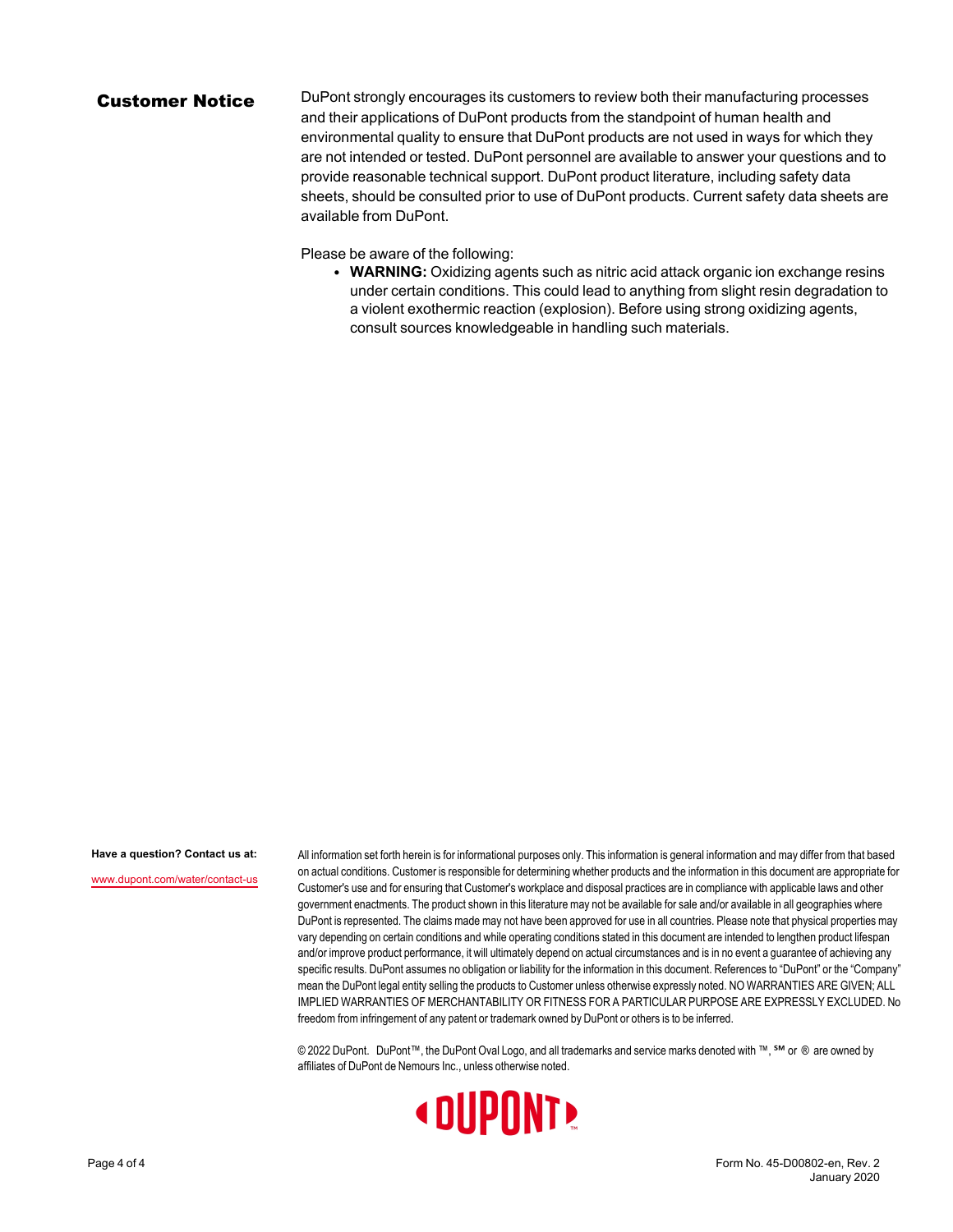## Customer Notice

DuPont strongly encourages its customers to review both their manufacturing processes and their applications of DuPont products from the standpoint of human health and environmental quality to ensure that DuPont products are not used in ways for which they are not intended or tested. DuPont personnel are available to answer your questions and to provide reasonable technical support. DuPont product literature, including safety data sheets, should be consulted prior to use of DuPont products. Current safety data sheets are available from DuPont.

Please be aware of the following:

- **WARNING:** Oxidizing agents such as nitric acid attack organic ion exchange resins under certain conditions. This could lead to anything from slight resin degradation to a violent exothermic reaction (explosion). Before using strong oxidizing agents, consult sources knowledgeable in handling such materials.

**Have a question? Contact us at:**

www.dupont.com/water/contact-us

All information set forth herein is for informational purposes only. This information is general information and may differ from that based on actual conditions. Customer is responsible for determining whether products and the information in this document are appropriate for Customer's use and for ensuring that Customer's workplace and disposal practices are in compliance with applicable laws and other government enactments. The product shown in this literature may not be available for sale and/or available in all geographies where DuPont is represented. The claims made may not have been approved for use in all countries. Please note that physical properties may vary depending on certain conditions and while operating conditions stated in this document are intended to lengthen product lifespan and/or improve product performance, it will ultimately depend on actual circumstances and is in no event a guarantee of achieving any specific results. DuPont assumes no obligation or liability for the information in this document. References to "DuPont" or the "Company" mean the DuPont legal entity selling the products to Customer unless otherwise expressly noted. NO WARRANTIES ARE GIVEN; ALL IMPLIED WARRANTIES OF MERCHANTABILITY OR FITNESS FOR A PARTICULAR PURPOSE ARE EXPRESSLY EXCLUDED. No freedom from infringement of any patent or trademark owned by DuPont or others is to be inferred.

© 2022 DuPont. DuPont™, the DuPont Oval Logo, and all trademarks and service marks denoted with ™, ℠ or ® are owned by affiliates of DuPont de Nemours Inc., unless otherwise noted.

Form No. 45-D00802-en, Rev. 2
January 2020